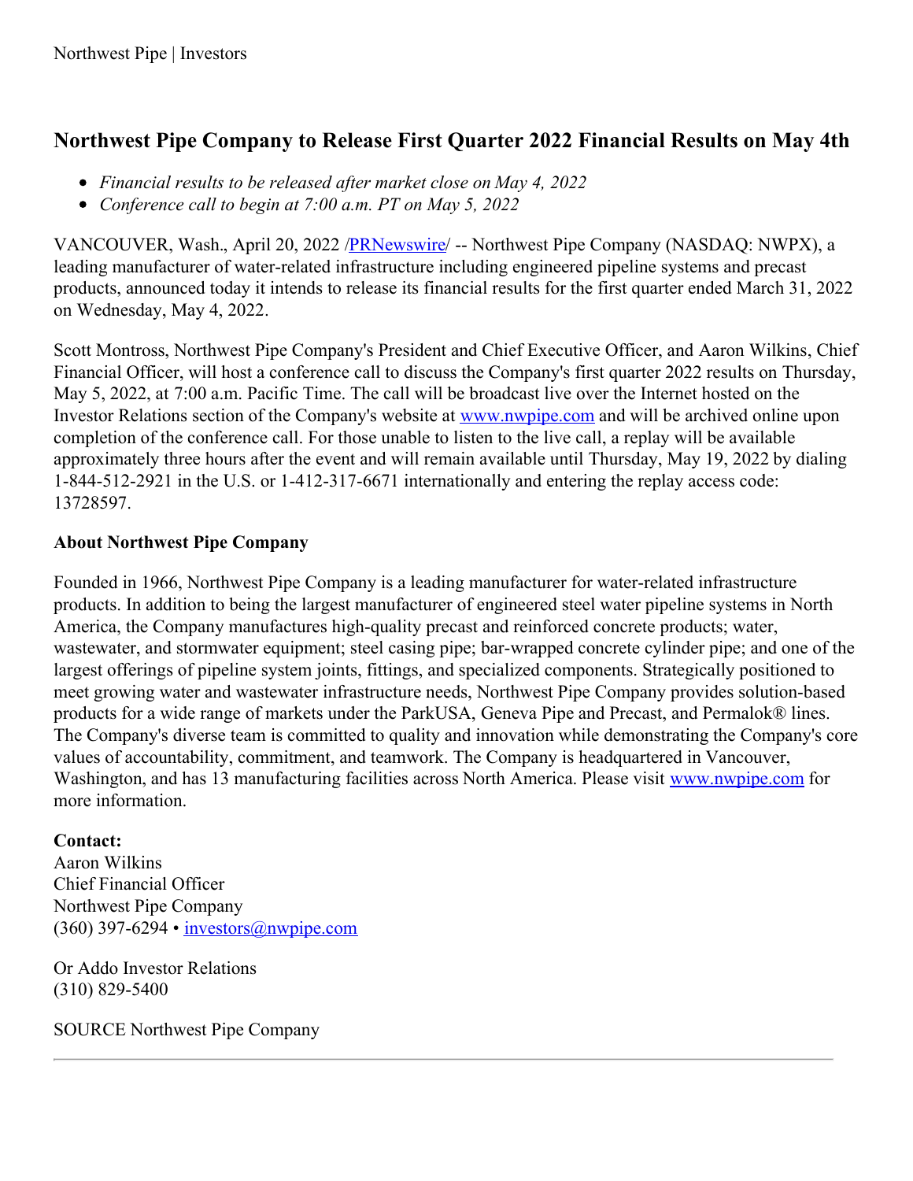# Northwest Pipe Company to Release First Quarter 2022 Financial Results on May 4th

- *Financial results to be released after market close on May 4, 2022*
- *Conference call to begin at 7:00 a.m. PT on May 5, 2022*

VANCOUVER, Wash., April 20, 2022 /PRNewswire/ -- Northwest Pipe Company (NASDAQ: NWPX), a leading manufacturer of water-related infrastructure including engineered pipeline systems and precast products, announced today it intends to release its financial results for the first quarter ended March 31, 2022 on Wednesday, May 4, 2022.

Scott Montross, Northwest Pipe Company's President and Chief Executive Officer, and Aaron Wilkins, Chief Financial Officer, will host a conference call to discuss the Company's first quarter 2022 results on Thursday, May 5, 2022, at 7:00 a.m. Pacific Time. The call will be broadcast live over the Internet hosted on the Investor Relations section of the Company's website at www.nwpipe.com and will be archived online upon completion of the conference call. For those unable to listen to the live call, a replay will be available approximately three hours after the event and will remain available until Thursday, May 19, 2022 by dialing 1-844-512-2921 in the U.S. or 1-412-317-6671 internationally and entering the replay access code: 13728597.

**About Northwest Pipe Company**

Founded in 1966, Northwest Pipe Company is a leading manufacturer for water-related infrastructure products. In addition to being the largest manufacturer of engineered steel water pipeline systems in North America, the Company manufactures high-quality precast and reinforced concrete products; water, wastewater, and stormwater equipment; steel casing pipe; bar-wrapped concrete cylinder pipe; and one of the largest offerings of pipeline system joints, fittings, and specialized components. Strategically positioned to meet growing water and wastewater infrastructure needs, Northwest Pipe Company provides solution-based products for a wide range of markets under the ParkUSA, Geneva Pipe and Precast, and Permalok® lines. The Company's diverse team is committed to quality and innovation while demonstrating the Company's core values of accountability, commitment, and teamwork. The Company is headquartered in Vancouver, Washington, and has 13 manufacturing facilities across North America. Please visit www.nwpipe.com for more information.

**Contact:**
Aaron Wilkins
Chief Financial Officer
Northwest Pipe Company
(360) 397-6294 • investors@nwpipe.com

Or Addo Investor Relations
(310) 829-5400

SOURCE Northwest Pipe Company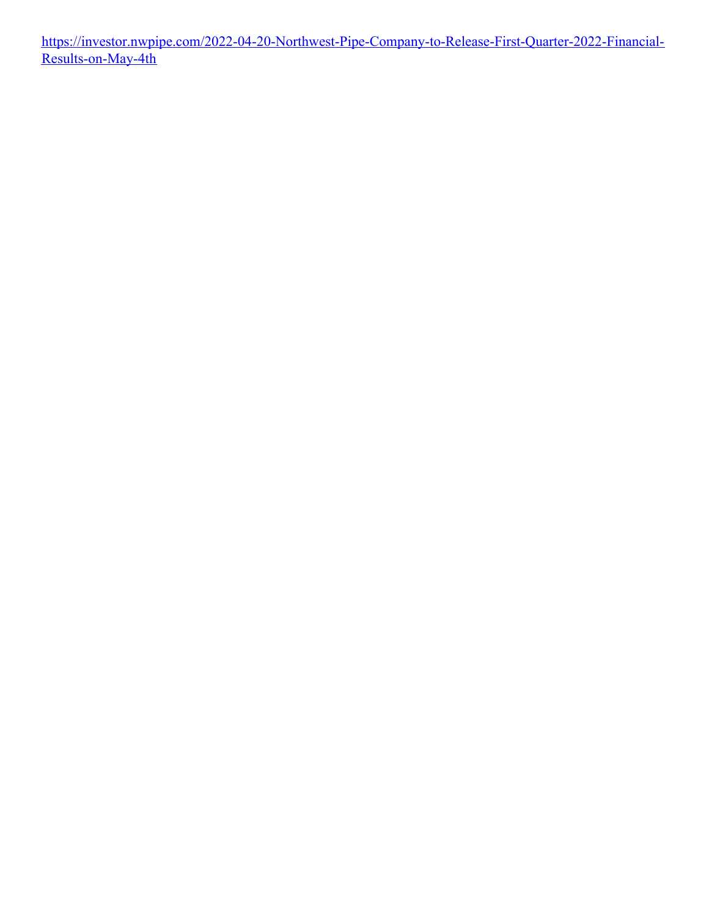https://investor.nwpipe.com/2022-04-20-Northwest-Pipe-Company-to-Release-First-Quarter-2022-Financial-Results-on-May-4th